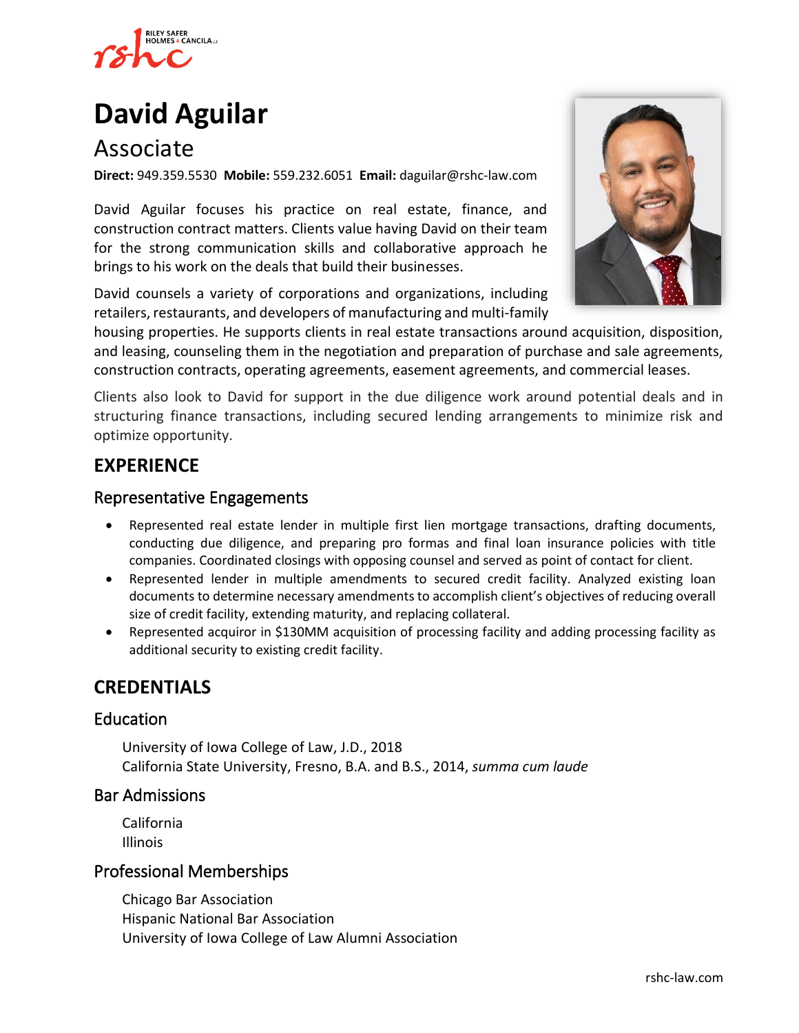# David Aguilar

## Associate

**Direct:** 949.359.5530 **Mobile:** 559.232.6051 **Email:** daguilar@rshc-law.com

David Aguilar focuses his practice on real estate, finance, and construction contract matters. Clients value having David on their team for the strong communication skills and collaborative approach he brings to his work on the deals that build their businesses.

David counsels a variety of corporations and organizations, including retailers, restaurants, and developers of manufacturing and multi-family housing properties. He supports clients in real estate transactions around acquisition, disposition, and leasing, counseling them in the negotiation and preparation of purchase and sale agreements, construction contracts, operating agreements, easement agreements, and commercial leases.

Clients also look to David for support in the due diligence work around potential deals and in structuring finance transactions, including secured lending arrangements to minimize risk and optimize opportunity.

## EXPERIENCE

### Representative Engagements

- Represented real estate lender in multiple first lien mortgage transactions, drafting documents, conducting due diligence, and preparing pro formas and final loan insurance policies with title companies. Coordinated closings with opposing counsel and served as point of contact for client.
- Represented lender in multiple amendments to secured credit facility. Analyzed existing loan documents to determine necessary amendments to accomplish client's objectives of reducing overall size of credit facility, extending maturity, and replacing collateral.
- Represented acquiror in $130MM acquisition of processing facility and adding processing facility as additional security to existing credit facility.

## CREDENTIALS

### Education

University of Iowa College of Law, J.D., 2018
California State University, Fresno, B.A. and B.S., 2014, *summa cum laude*

### Bar Admissions

California
Illinois

### Professional Memberships

Chicago Bar Association
Hispanic National Bar Association
University of Iowa College of Law Alumni Association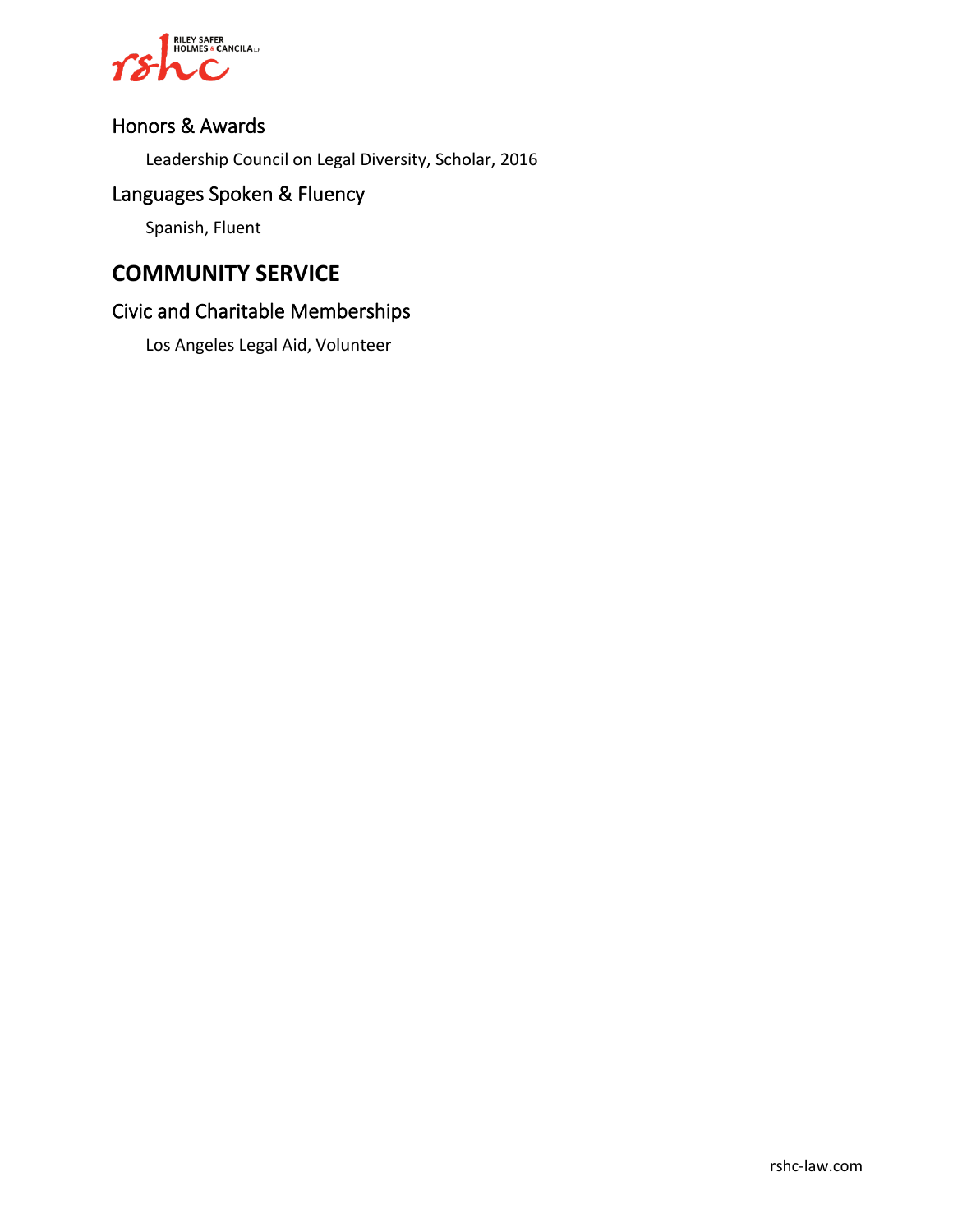### Honors & Awards

Leadership Council on Legal Diversity, Scholar, 2016

### Languages Spoken & Fluency

Spanish, Fluent

## COMMUNITY SERVICE

### Civic and Charitable Memberships

Los Angeles Legal Aid, Volunteer